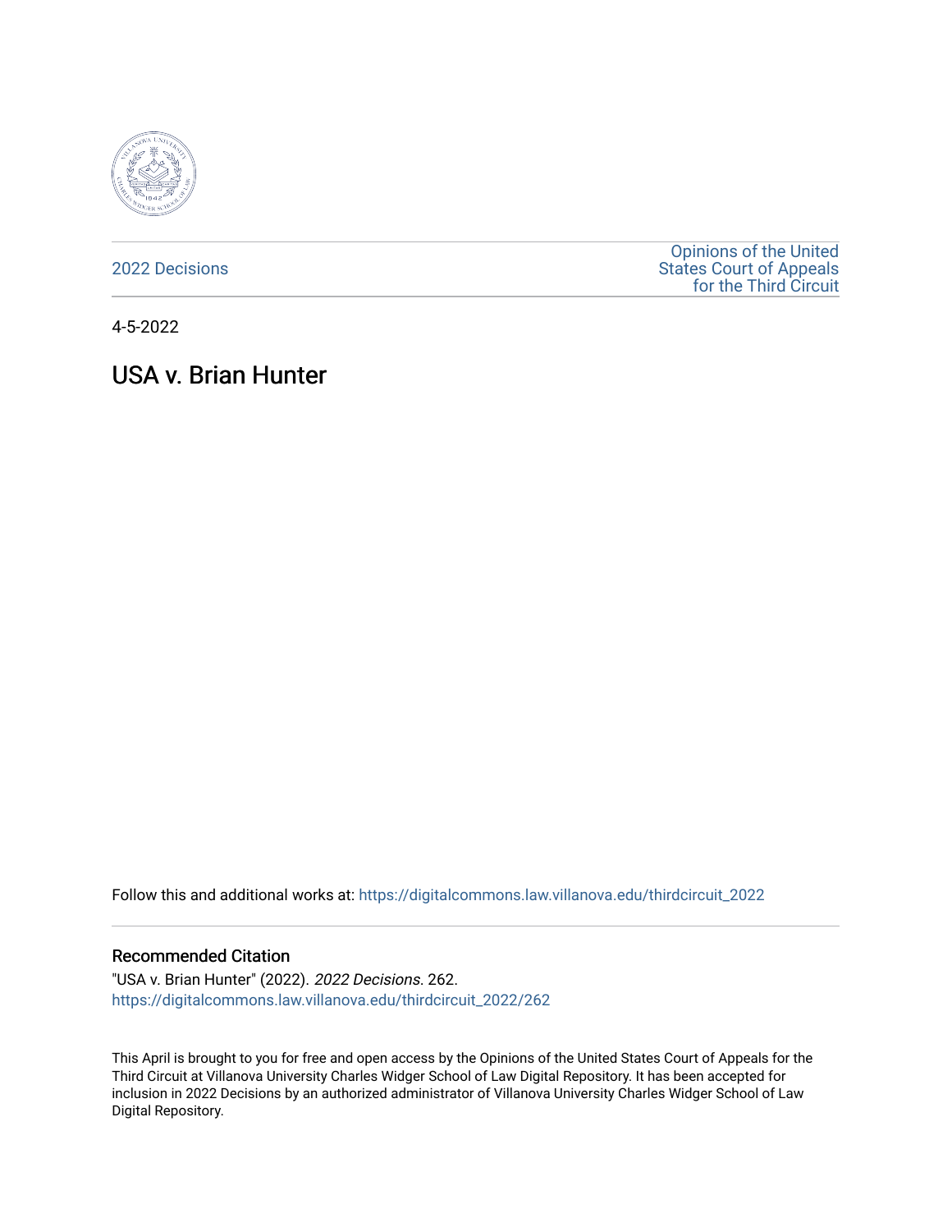2022 Decisions

Opinions of the United States Court of Appeals for the Third Circuit

4-5-2022

# USA v. Brian Hunter

Follow this and additional works at: https://digitalcommons.law.villanova.edu/thirdcircuit_2022

## Recommended Citation

"USA v. Brian Hunter" (2022). *2022 Decisions*. 262.
https://digitalcommons.law.villanova.edu/thirdcircuit_2022/262

This April is brought to you for free and open access by the Opinions of the United States Court of Appeals for the Third Circuit at Villanova University Charles Widger School of Law Digital Repository. It has been accepted for inclusion in 2022 Decisions by an authorized administrator of Villanova University Charles Widger School of Law Digital Repository.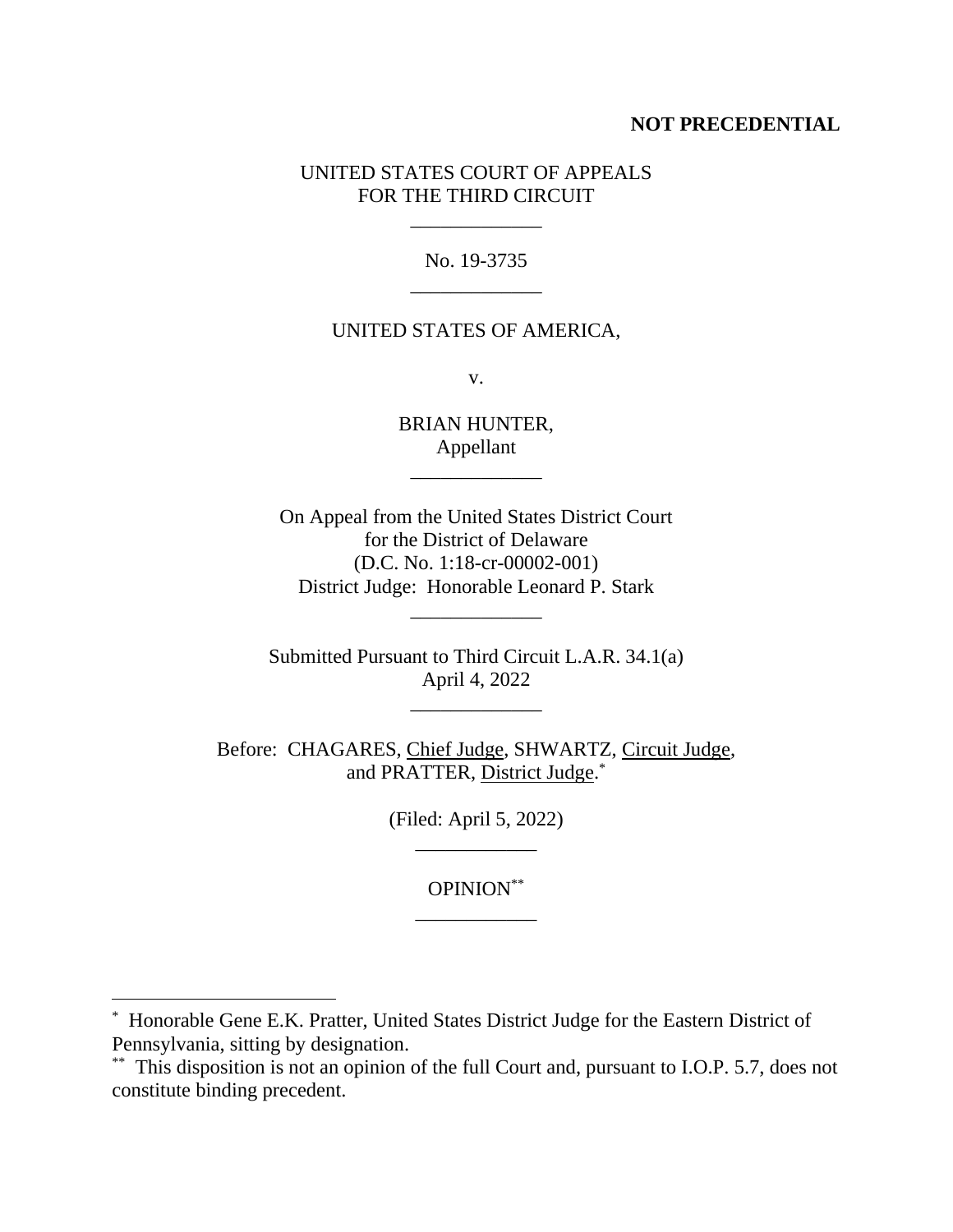**NOT PRECEDENTIAL**

UNITED STATES COURT OF APPEALS
FOR THE THIRD CIRCUIT

\_\_\_\_\_\_\_\_\_\_\_\_\_

No. 19-3735

\_\_\_\_\_\_\_\_\_\_\_\_\_

UNITED STATES OF AMERICA,

v.

BRIAN HUNTER,
Appellant

\_\_\_\_\_\_\_\_\_\_\_\_\_

On Appeal from the United States District Court
for the District of Delaware
(D.C. No. 1:18-cr-00002-001)
District Judge: Honorable Leonard P. Stark

\_\_\_\_\_\_\_\_\_\_\_\_\_

Submitted Pursuant to Third Circuit L.A.R. 34.1(a)
April 4, 2022

\_\_\_\_\_\_\_\_\_\_\_\_\_

Before: CHAGARES, Chief Judge, SHWARTZ, Circuit Judge,
and PRATTER, District Judge.*

(Filed: April 5, 2022)

\_\_\_\_\_\_\_\_\_\_\_\_

OPINION**

\_\_\_\_\_\_\_\_\_\_\_\_

---

* Honorable Gene E.K. Pratter, United States District Judge for the Eastern District of Pennsylvania, sitting by designation.

** This disposition is not an opinion of the full Court and, pursuant to I.O.P. 5.7, does not constitute binding precedent.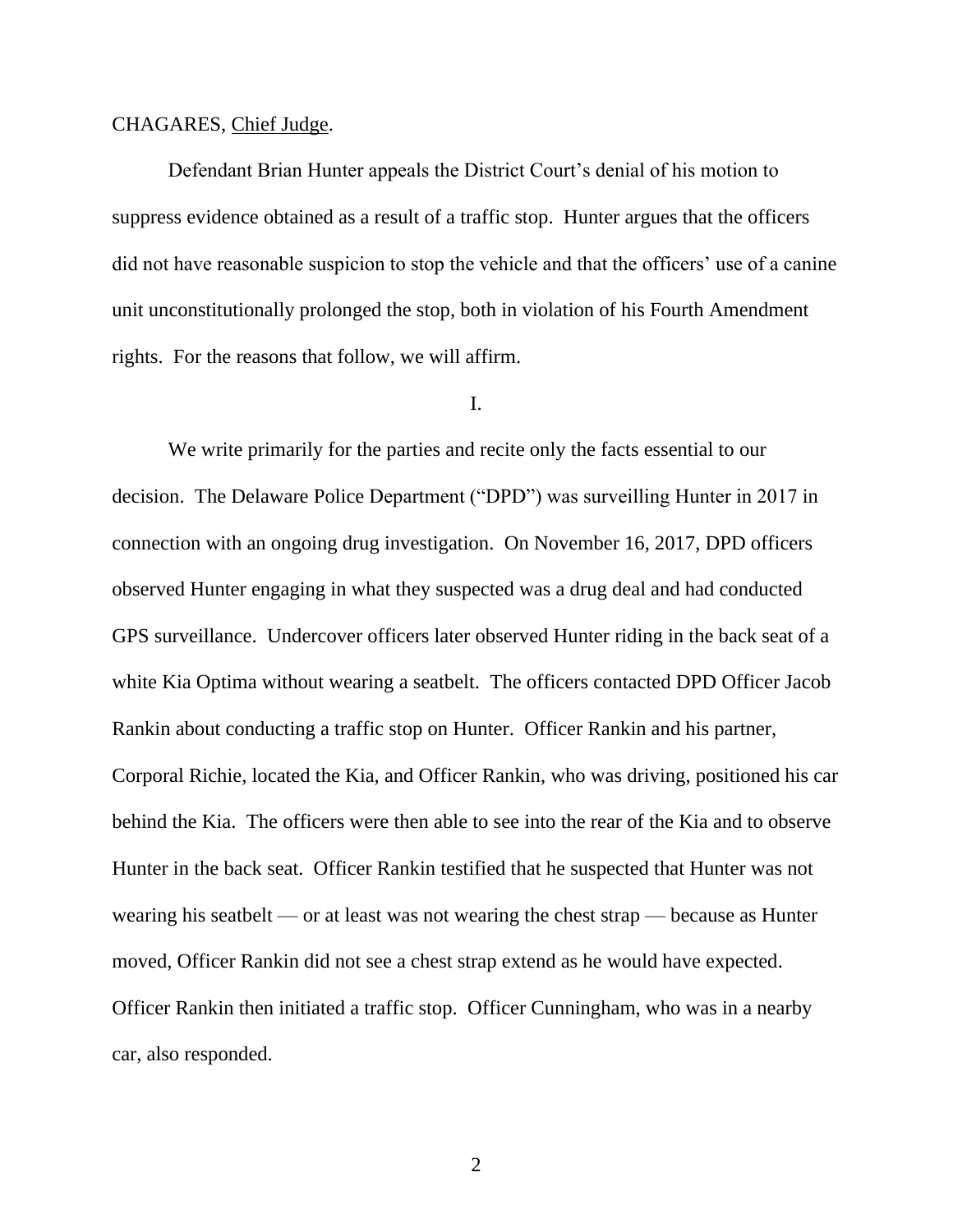CHAGARES, Chief Judge.

Defendant Brian Hunter appeals the District Court's denial of his motion to suppress evidence obtained as a result of a traffic stop. Hunter argues that the officers did not have reasonable suspicion to stop the vehicle and that the officers' use of a canine unit unconstitutionally prolonged the stop, both in violation of his Fourth Amendment rights. For the reasons that follow, we will affirm.

I.

We write primarily for the parties and recite only the facts essential to our decision. The Delaware Police Department ("DPD") was surveilling Hunter in 2017 in connection with an ongoing drug investigation. On November 16, 2017, DPD officers observed Hunter engaging in what they suspected was a drug deal and had conducted GPS surveillance. Undercover officers later observed Hunter riding in the back seat of a white Kia Optima without wearing a seatbelt. The officers contacted DPD Officer Jacob Rankin about conducting a traffic stop on Hunter. Officer Rankin and his partner, Corporal Richie, located the Kia, and Officer Rankin, who was driving, positioned his car behind the Kia. The officers were then able to see into the rear of the Kia and to observe Hunter in the back seat. Officer Rankin testified that he suspected that Hunter was not wearing his seatbelt — or at least was not wearing the chest strap — because as Hunter moved, Officer Rankin did not see a chest strap extend as he would have expected. Officer Rankin then initiated a traffic stop. Officer Cunningham, who was in a nearby car, also responded.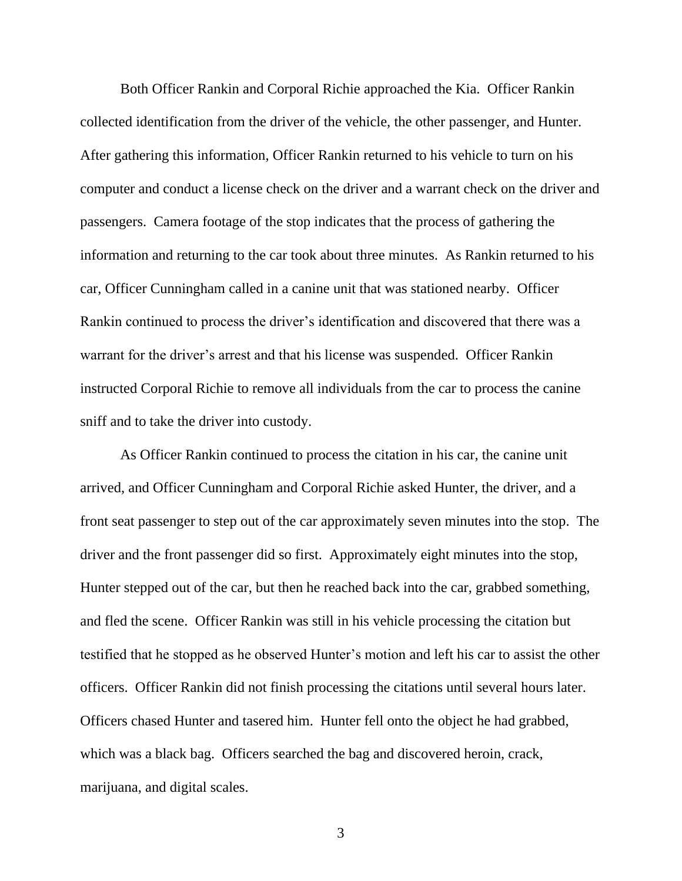Both Officer Rankin and Corporal Richie approached the Kia. Officer Rankin collected identification from the driver of the vehicle, the other passenger, and Hunter. After gathering this information, Officer Rankin returned to his vehicle to turn on his computer and conduct a license check on the driver and a warrant check on the driver and passengers. Camera footage of the stop indicates that the process of gathering the information and returning to the car took about three minutes. As Rankin returned to his car, Officer Cunningham called in a canine unit that was stationed nearby. Officer Rankin continued to process the driver's identification and discovered that there was a warrant for the driver's arrest and that his license was suspended. Officer Rankin instructed Corporal Richie to remove all individuals from the car to process the canine sniff and to take the driver into custody.

As Officer Rankin continued to process the citation in his car, the canine unit arrived, and Officer Cunningham and Corporal Richie asked Hunter, the driver, and a front seat passenger to step out of the car approximately seven minutes into the stop. The driver and the front passenger did so first. Approximately eight minutes into the stop, Hunter stepped out of the car, but then he reached back into the car, grabbed something, and fled the scene. Officer Rankin was still in his vehicle processing the citation but testified that he stopped as he observed Hunter's motion and left his car to assist the other officers. Officer Rankin did not finish processing the citations until several hours later. Officers chased Hunter and tasered him. Hunter fell onto the object he had grabbed, which was a black bag. Officers searched the bag and discovered heroin, crack, marijuana, and digital scales.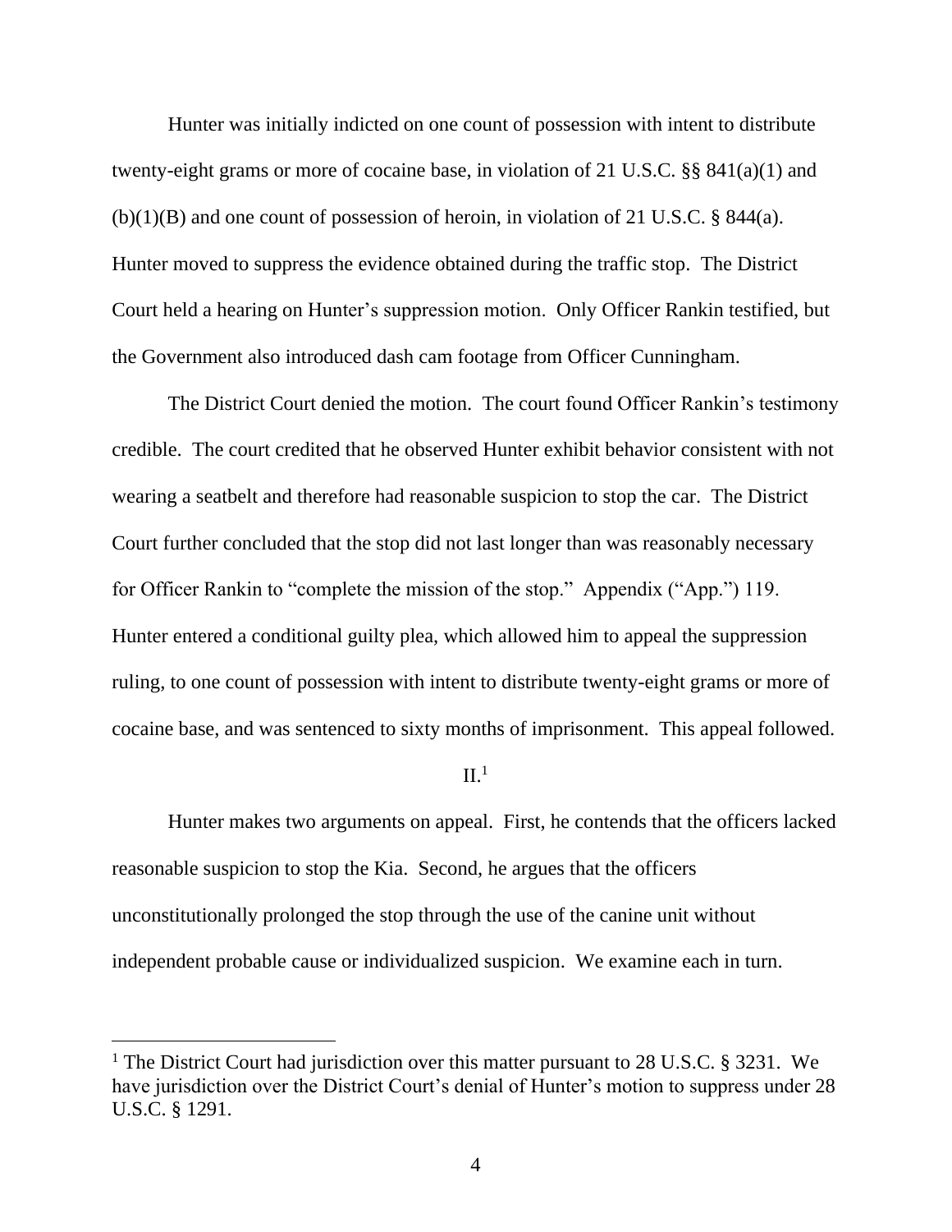Hunter was initially indicted on one count of possession with intent to distribute twenty-eight grams or more of cocaine base, in violation of 21 U.S.C. §§ 841(a)(1) and (b)(1)(B) and one count of possession of heroin, in violation of 21 U.S.C. § 844(a). Hunter moved to suppress the evidence obtained during the traffic stop. The District Court held a hearing on Hunter's suppression motion. Only Officer Rankin testified, but the Government also introduced dash cam footage from Officer Cunningham.

The District Court denied the motion. The court found Officer Rankin's testimony credible. The court credited that he observed Hunter exhibit behavior consistent with not wearing a seatbelt and therefore had reasonable suspicion to stop the car. The District Court further concluded that the stop did not last longer than was reasonably necessary for Officer Rankin to "complete the mission of the stop." Appendix ("App.") 119. Hunter entered a conditional guilty plea, which allowed him to appeal the suppression ruling, to one count of possession with intent to distribute twenty-eight grams or more of cocaine base, and was sentenced to sixty months of imprisonment. This appeal followed.

## II.[1]

Hunter makes two arguments on appeal. First, he contends that the officers lacked reasonable suspicion to stop the Kia. Second, he argues that the officers unconstitutionally prolonged the stop through the use of the canine unit without independent probable cause or individualized suspicion. We examine each in turn.

---

[1] The District Court had jurisdiction over this matter pursuant to 28 U.S.C. § 3231. We have jurisdiction over the District Court's denial of Hunter's motion to suppress under 28 U.S.C. § 1291.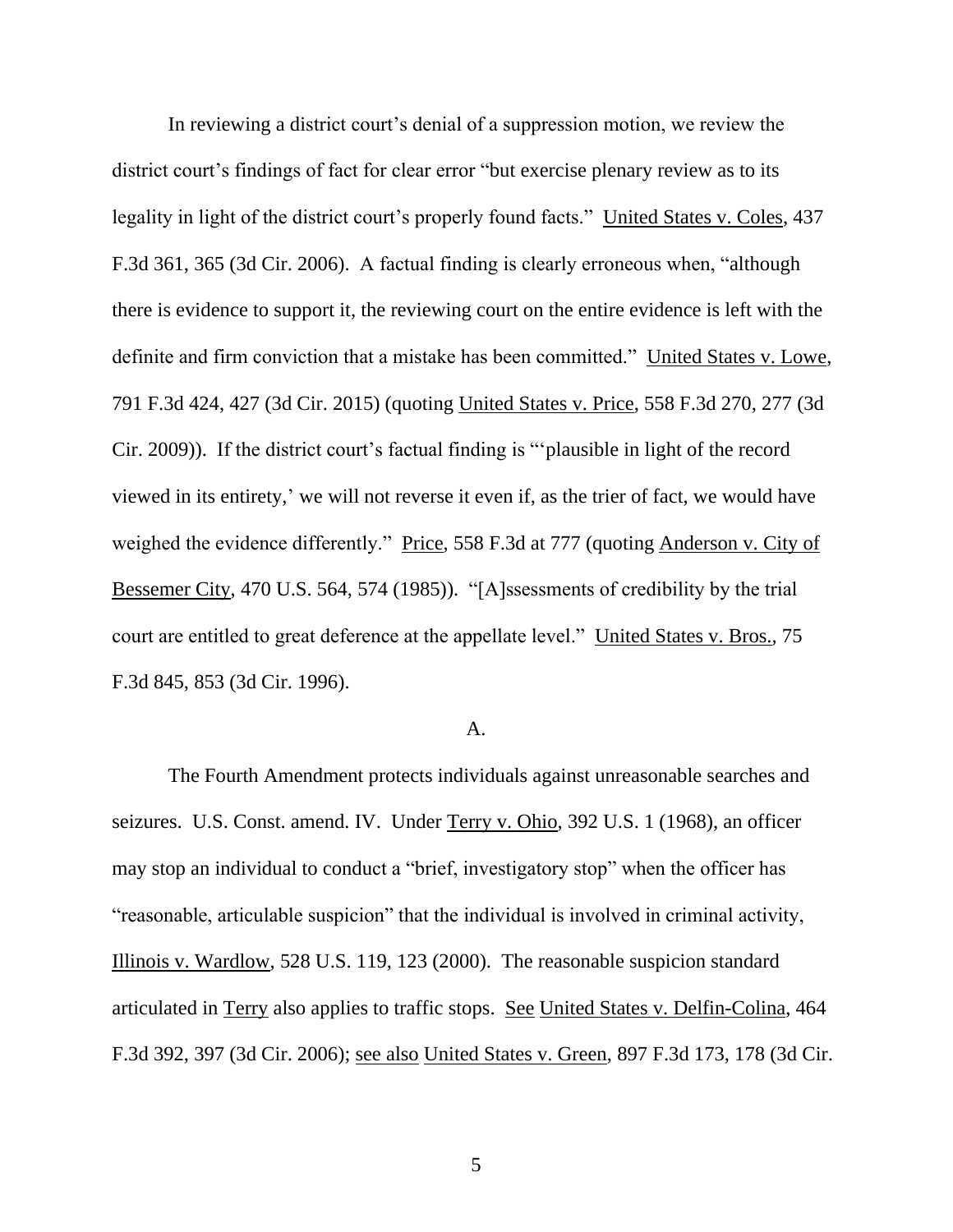In reviewing a district court's denial of a suppression motion, we review the district court's findings of fact for clear error "but exercise plenary review as to its legality in light of the district court's properly found facts." United States v. Coles, 437 F.3d 361, 365 (3d Cir. 2006). A factual finding is clearly erroneous when, "although there is evidence to support it, the reviewing court on the entire evidence is left with the definite and firm conviction that a mistake has been committed." United States v. Lowe, 791 F.3d 424, 427 (3d Cir. 2015) (quoting United States v. Price, 558 F.3d 270, 277 (3d Cir. 2009)). If the district court's factual finding is "'plausible in light of the record viewed in its entirety,' we will not reverse it even if, as the trier of fact, we would have weighed the evidence differently." Price, 558 F.3d at 777 (quoting Anderson v. City of Bessemer City, 470 U.S. 564, 574 (1985)). "[A]ssessments of credibility by the trial court are entitled to great deference at the appellate level." United States v. Bros., 75 F.3d 845, 853 (3d Cir. 1996).

## A.

The Fourth Amendment protects individuals against unreasonable searches and seizures. U.S. Const. amend. IV. Under Terry v. Ohio, 392 U.S. 1 (1968), an officer may stop an individual to conduct a "brief, investigatory stop" when the officer has "reasonable, articulable suspicion" that the individual is involved in criminal activity, Illinois v. Wardlow, 528 U.S. 119, 123 (2000). The reasonable suspicion standard articulated in Terry also applies to traffic stops. See United States v. Delfin-Colina, 464 F.3d 392, 397 (3d Cir. 2006); see also United States v. Green, 897 F.3d 173, 178 (3d Cir.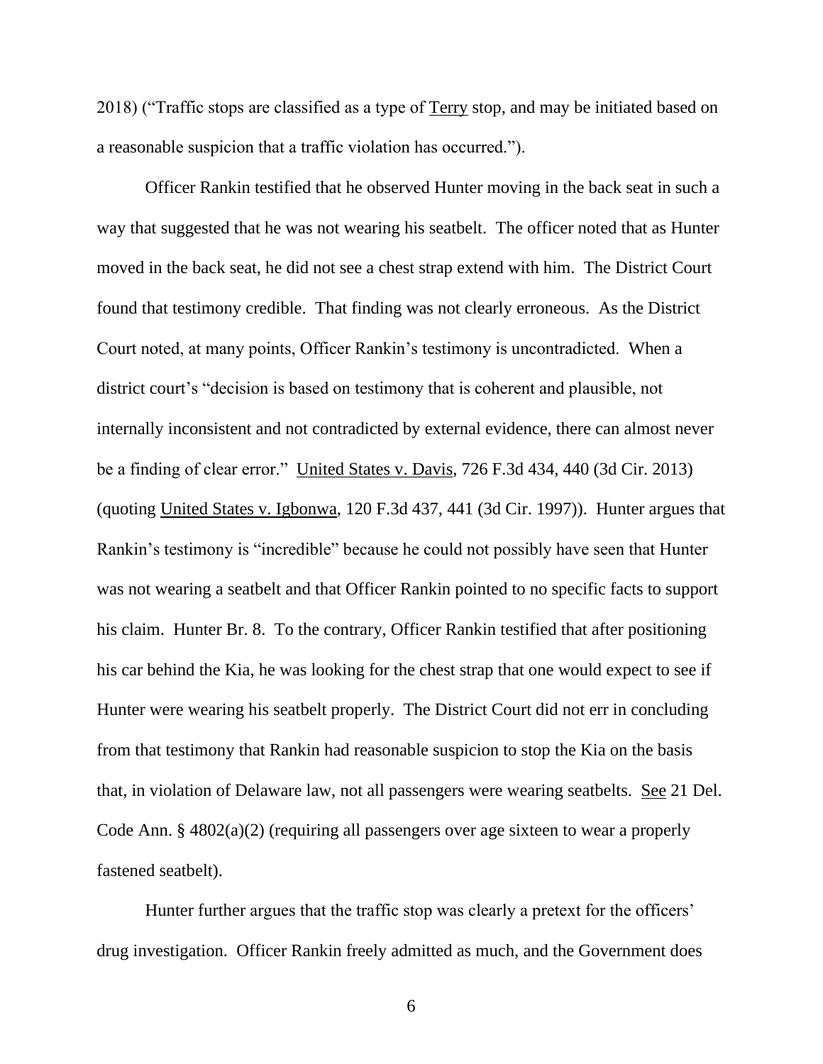2018) ("Traffic stops are classified as a type of Terry stop, and may be initiated based on a reasonable suspicion that a traffic violation has occurred.").

Officer Rankin testified that he observed Hunter moving in the back seat in such a way that suggested that he was not wearing his seatbelt. The officer noted that as Hunter moved in the back seat, he did not see a chest strap extend with him. The District Court found that testimony credible. That finding was not clearly erroneous. As the District Court noted, at many points, Officer Rankin's testimony is uncontradicted. When a district court's "decision is based on testimony that is coherent and plausible, not internally inconsistent and not contradicted by external evidence, there can almost never be a finding of clear error." United States v. Davis, 726 F.3d 434, 440 (3d Cir. 2013) (quoting United States v. Igbonwa, 120 F.3d 437, 441 (3d Cir. 1997)). Hunter argues that Rankin's testimony is "incredible" because he could not possibly have seen that Hunter was not wearing a seatbelt and that Officer Rankin pointed to no specific facts to support his claim. Hunter Br. 8. To the contrary, Officer Rankin testified that after positioning his car behind the Kia, he was looking for the chest strap that one would expect to see if Hunter were wearing his seatbelt properly. The District Court did not err in concluding from that testimony that Rankin had reasonable suspicion to stop the Kia on the basis that, in violation of Delaware law, not all passengers were wearing seatbelts. See 21 Del. Code Ann. § 4802(a)(2) (requiring all passengers over age sixteen to wear a properly fastened seatbelt).

Hunter further argues that the traffic stop was clearly a pretext for the officers' drug investigation. Officer Rankin freely admitted as much, and the Government does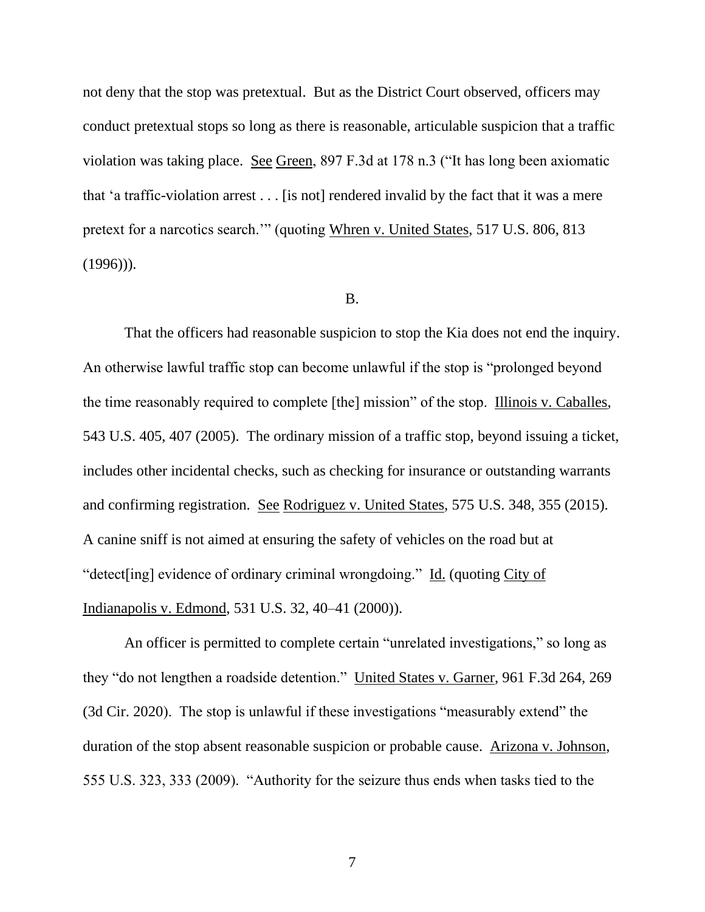not deny that the stop was pretextual. But as the District Court observed, officers may conduct pretextual stops so long as there is reasonable, articulable suspicion that a traffic violation was taking place. See Green, 897 F.3d at 178 n.3 ("It has long been axiomatic that 'a traffic-violation arrest . . . [is not] rendered invalid by the fact that it was a mere pretext for a narcotics search.'" (quoting Whren v. United States, 517 U.S. 806, 813 (1996))).

B.

That the officers had reasonable suspicion to stop the Kia does not end the inquiry. An otherwise lawful traffic stop can become unlawful if the stop is "prolonged beyond the time reasonably required to complete [the] mission" of the stop. Illinois v. Caballes, 543 U.S. 405, 407 (2005). The ordinary mission of a traffic stop, beyond issuing a ticket, includes other incidental checks, such as checking for insurance or outstanding warrants and confirming registration. See Rodriguez v. United States, 575 U.S. 348, 355 (2015). A canine sniff is not aimed at ensuring the safety of vehicles on the road but at "detect[ing] evidence of ordinary criminal wrongdoing." Id. (quoting City of Indianapolis v. Edmond, 531 U.S. 32, 40–41 (2000)).

An officer is permitted to complete certain "unrelated investigations," so long as they "do not lengthen a roadside detention." United States v. Garner, 961 F.3d 264, 269 (3d Cir. 2020). The stop is unlawful if these investigations "measurably extend" the duration of the stop absent reasonable suspicion or probable cause. Arizona v. Johnson, 555 U.S. 323, 333 (2009). "Authority for the seizure thus ends when tasks tied to the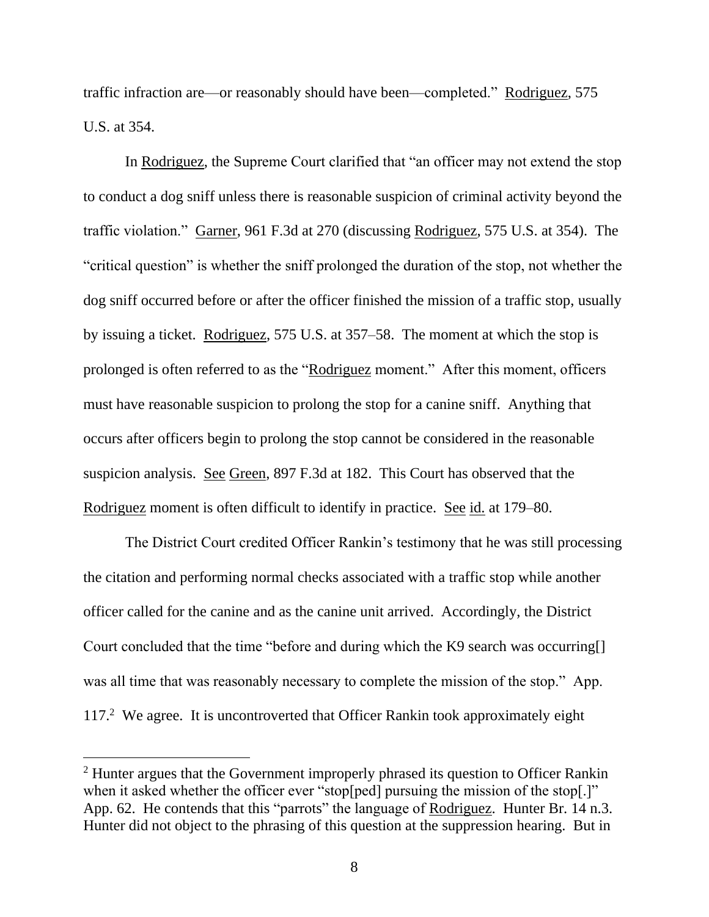traffic infraction are—or reasonably should have been—completed." Rodriguez, 575 U.S. at 354.

In Rodriguez, the Supreme Court clarified that "an officer may not extend the stop to conduct a dog sniff unless there is reasonable suspicion of criminal activity beyond the traffic violation." Garner, 961 F.3d at 270 (discussing Rodriguez, 575 U.S. at 354). The "critical question" is whether the sniff prolonged the duration of the stop, not whether the dog sniff occurred before or after the officer finished the mission of a traffic stop, usually by issuing a ticket. Rodriguez, 575 U.S. at 357–58. The moment at which the stop is prolonged is often referred to as the "Rodriguez moment." After this moment, officers must have reasonable suspicion to prolong the stop for a canine sniff. Anything that occurs after officers begin to prolong the stop cannot be considered in the reasonable suspicion analysis. See Green, 897 F.3d at 182. This Court has observed that the Rodriguez moment is often difficult to identify in practice. See id. at 179–80.

The District Court credited Officer Rankin's testimony that he was still processing the citation and performing normal checks associated with a traffic stop while another officer called for the canine and as the canine unit arrived. Accordingly, the District Court concluded that the time "before and during which the K9 search was occurring[] was all time that was reasonably necessary to complete the mission of the stop." App. 117.[2] We agree. It is uncontroverted that Officer Rankin took approximately eight

[2] Hunter argues that the Government improperly phrased its question to Officer Rankin when it asked whether the officer ever "stop[ped] pursuing the mission of the stop[.]" App. 62. He contends that this "parrots" the language of Rodriguez. Hunter Br. 14 n.3. Hunter did not object to the phrasing of this question at the suppression hearing. But in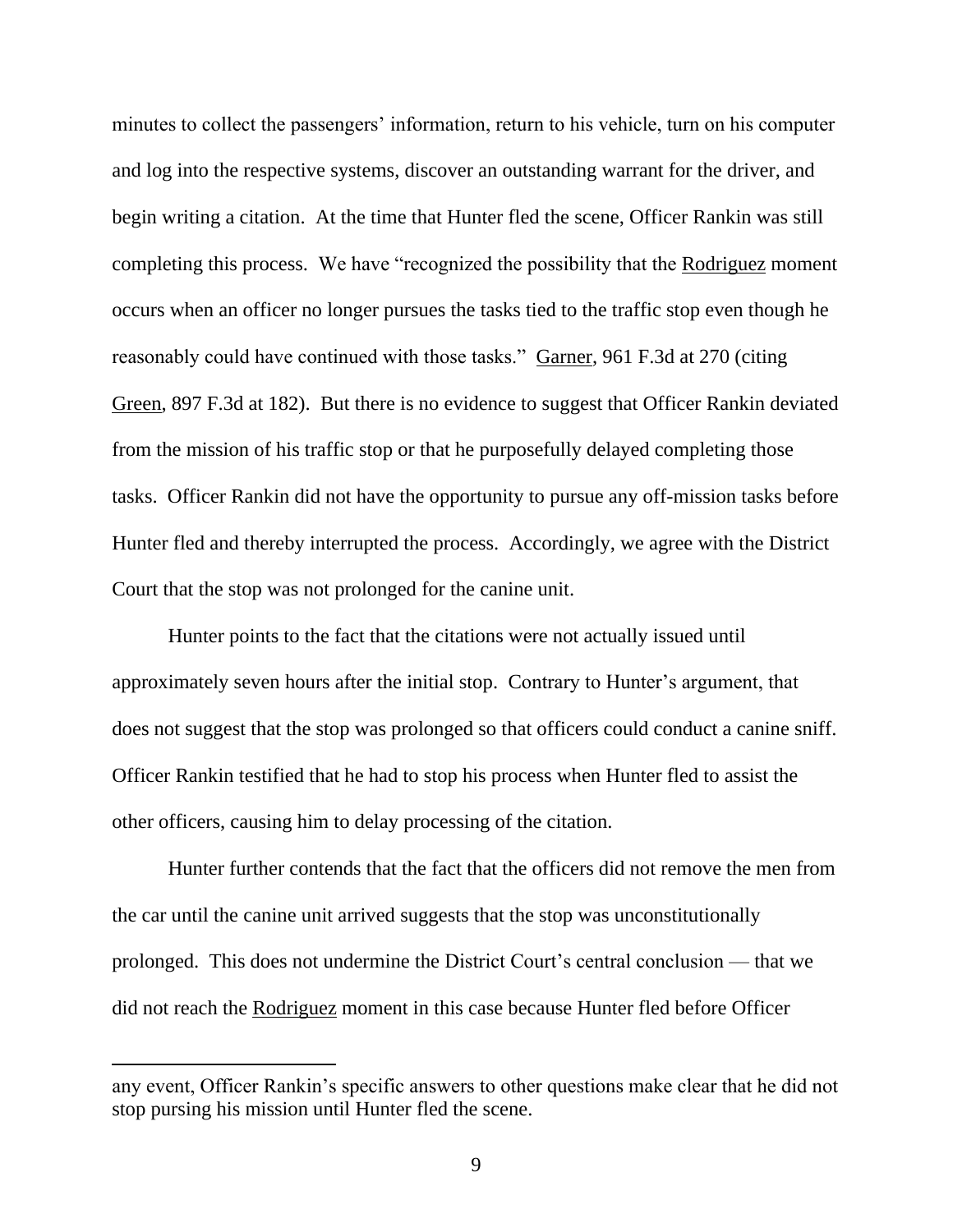minutes to collect the passengers' information, return to his vehicle, turn on his computer and log into the respective systems, discover an outstanding warrant for the driver, and begin writing a citation. At the time that Hunter fled the scene, Officer Rankin was still completing this process. We have "recognized the possibility that the Rodriguez moment occurs when an officer no longer pursues the tasks tied to the traffic stop even though he reasonably could have continued with those tasks." Garner, 961 F.3d at 270 (citing Green, 897 F.3d at 182). But there is no evidence to suggest that Officer Rankin deviated from the mission of his traffic stop or that he purposefully delayed completing those tasks. Officer Rankin did not have the opportunity to pursue any off-mission tasks before Hunter fled and thereby interrupted the process. Accordingly, we agree with the District Court that the stop was not prolonged for the canine unit.

Hunter points to the fact that the citations were not actually issued until approximately seven hours after the initial stop. Contrary to Hunter's argument, that does not suggest that the stop was prolonged so that officers could conduct a canine sniff. Officer Rankin testified that he had to stop his process when Hunter fled to assist the other officers, causing him to delay processing of the citation.

Hunter further contends that the fact that the officers did not remove the men from the car until the canine unit arrived suggests that the stop was unconstitutionally prolonged. This does not undermine the District Court's central conclusion — that we did not reach the Rodriguez moment in this case because Hunter fled before Officer

---

any event, Officer Rankin's specific answers to other questions make clear that he did not stop pursing his mission until Hunter fled the scene.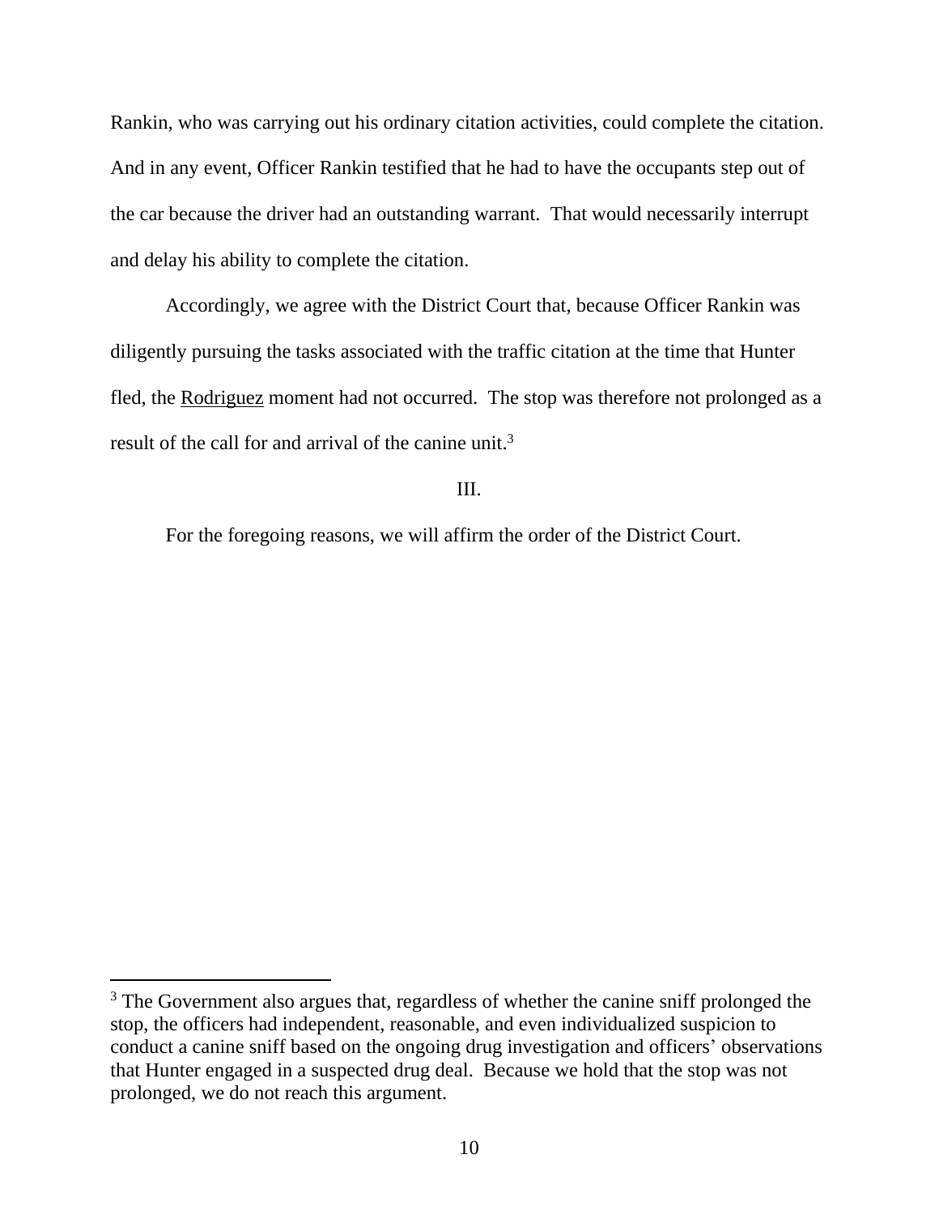Rankin, who was carrying out his ordinary citation activities, could complete the citation. And in any event, Officer Rankin testified that he had to have the occupants step out of the car because the driver had an outstanding warrant. That would necessarily interrupt and delay his ability to complete the citation.

Accordingly, we agree with the District Court that, because Officer Rankin was diligently pursuing the tasks associated with the traffic citation at the time that Hunter fled, the Rodriguez moment had not occurred. The stop was therefore not prolonged as a result of the call for and arrival of the canine unit.[3]

III.

For the foregoing reasons, we will affirm the order of the District Court.

[3] The Government also argues that, regardless of whether the canine sniff prolonged the stop, the officers had independent, reasonable, and even individualized suspicion to conduct a canine sniff based on the ongoing drug investigation and officers' observations that Hunter engaged in a suspected drug deal. Because we hold that the stop was not prolonged, we do not reach this argument.